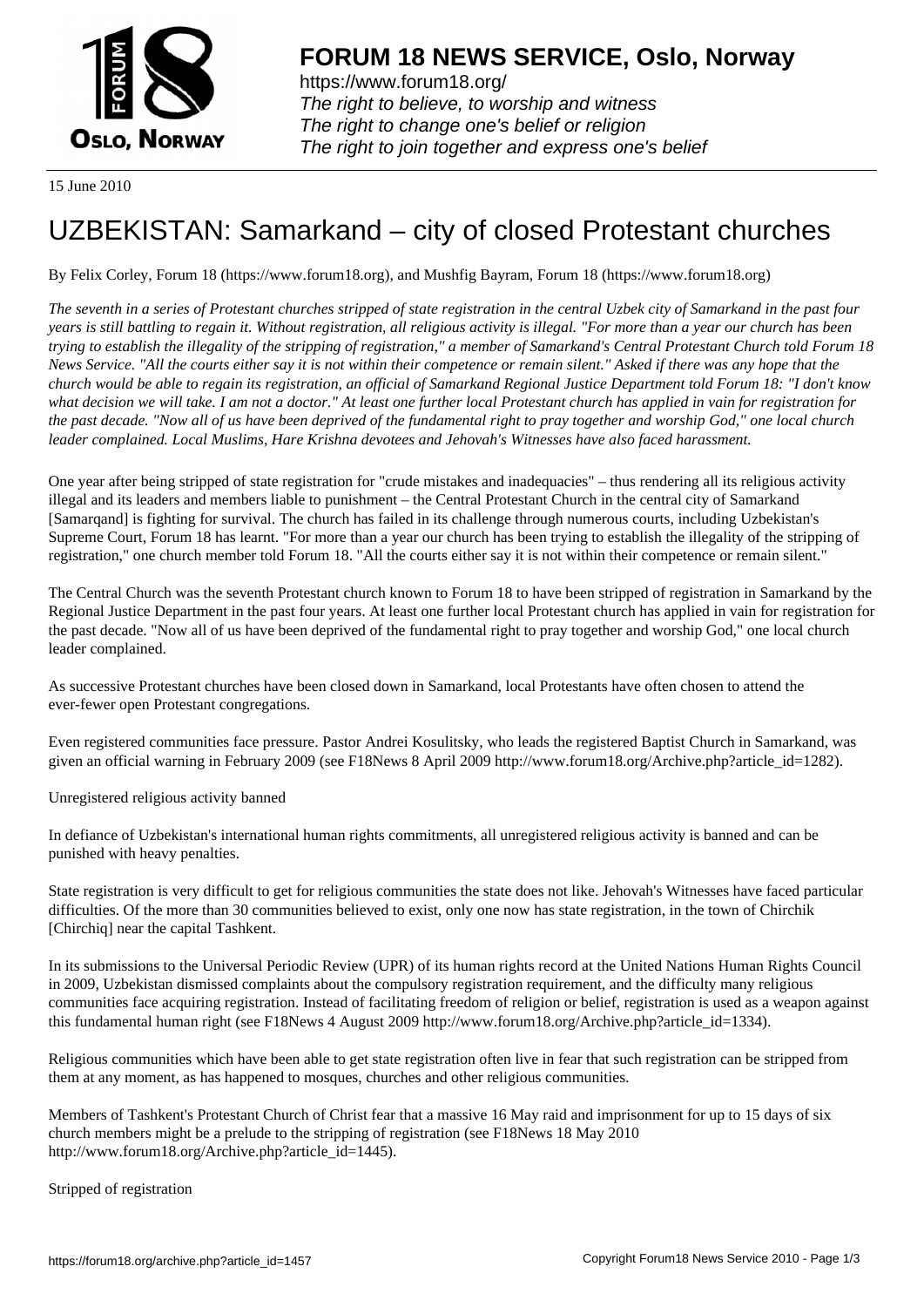# FORUM 18 NEWS SERVICE, Oslo, Norway

https://www.forum18.org/
*The right to believe, to worship and witness*
*The right to change one's belief or religion*
*The right to join together and express one's belief*

15 June 2010

# UZBEKISTAN: Samarkand – city of closed Protestant churches

By Felix Corley, Forum 18 (https://www.forum18.org), and Mushfig Bayram, Forum 18 (https://www.forum18.org)

*The seventh in a series of Protestant churches stripped of state registration in the central Uzbek city of Samarkand in the past four years is still battling to regain it. Without registration, all religious activity is illegal. "For more than a year our church has been trying to establish the illegality of the stripping of registration," a member of Samarkand's Central Protestant Church told Forum 18 News Service. "All the courts either say it is not within their competence or remain silent." Asked if there was any hope that the church would be able to regain its registration, an official of Samarkand Regional Justice Department told Forum 18: "I don't know what decision we will take. I am not a doctor." At least one further local Protestant church has applied in vain for registration for the past decade. "Now all of us have been deprived of the fundamental right to pray together and worship God," one local church leader complained. Local Muslims, Hare Krishna devotees and Jehovah's Witnesses have also faced harassment.*

One year after being stripped of state registration for "crude mistakes and inadequacies" – thus rendering all its religious activity illegal and its leaders and members liable to punishment – the Central Protestant Church in the central city of Samarkand [Samarqand] is fighting for survival. The church has failed in its challenge through numerous courts, including Uzbekistan's Supreme Court, Forum 18 has learnt. "For more than a year our church has been trying to establish the illegality of the stripping of registration," one church member told Forum 18. "All the courts either say it is not within their competence or remain silent."

The Central Church was the seventh Protestant church known to Forum 18 to have been stripped of registration in Samarkand by the Regional Justice Department in the past four years. At least one further local Protestant church has applied in vain for registration for the past decade. "Now all of us have been deprived of the fundamental right to pray together and worship God," one local church leader complained.

As successive Protestant churches have been closed down in Samarkand, local Protestants have often chosen to attend the ever-fewer open Protestant congregations.

Even registered communities face pressure. Pastor Andrei Kosulitsky, who leads the registered Baptist Church in Samarkand, was given an official warning in February 2009 (see F18News 8 April 2009 http://www.forum18.org/Archive.php?article_id=1282).

Unregistered religious activity banned

In defiance of Uzbekistan's international human rights commitments, all unregistered religious activity is banned and can be punished with heavy penalties.

State registration is very difficult to get for religious communities the state does not like. Jehovah's Witnesses have faced particular difficulties. Of the more than 30 communities believed to exist, only one now has state registration, in the town of Chirchik [Chirchiq] near the capital Tashkent.

In its submissions to the Universal Periodic Review (UPR) of its human rights record at the United Nations Human Rights Council in 2009, Uzbekistan dismissed complaints about the compulsory registration requirement, and the difficulty many religious communities face acquiring registration. Instead of facilitating freedom of religion or belief, registration is used as a weapon against this fundamental human right (see F18News 4 August 2009 http://www.forum18.org/Archive.php?article_id=1334).

Religious communities which have been able to get state registration often live in fear that such registration can be stripped from them at any moment, as has happened to mosques, churches and other religious communities.

Members of Tashkent's Protestant Church of Christ fear that a massive 16 May raid and imprisonment for up to 15 days of six church members might be a prelude to the stripping of registration (see F18News 18 May 2010 http://www.forum18.org/Archive.php?article_id=1445).

Stripped of registration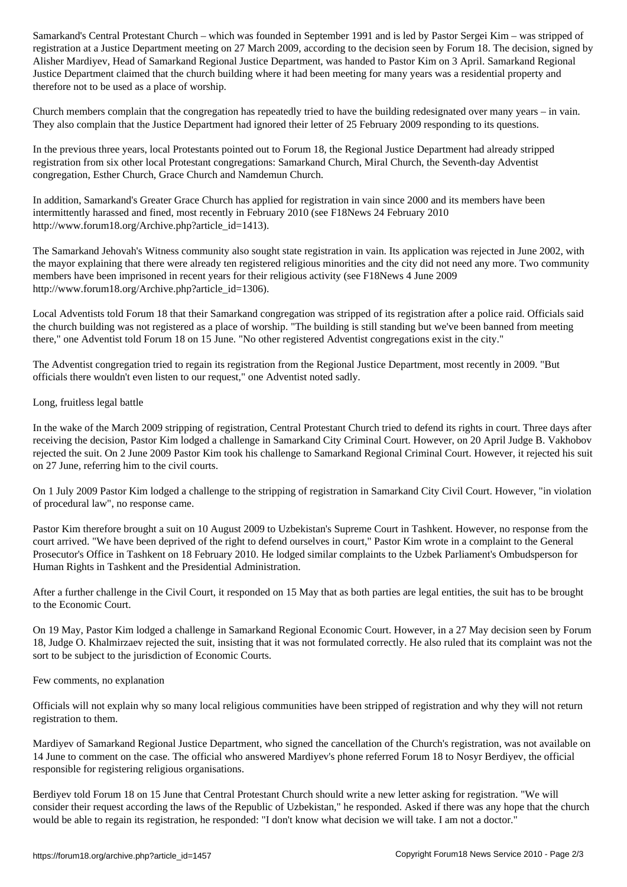Samarkand's Central Protestant Church – which was founded in September 1991 and is led by Pastor Sergei Kim – was stripped of registration at a Justice Department meeting on 27 March 2009, according to the decision seen by Forum 18. The decision, signed by Alisher Mardiyev, Head of Samarkand Regional Justice Department, was handed to Pastor Kim on 3 April. Samarkand Regional Justice Department claimed that the church building where it had been meeting for many years was a residential property and therefore not to be used as a place of worship.

Church members complain that the congregation has repeatedly tried to have the building redesignated over many years – in vain. They also complain that the Justice Department had ignored their letter of 25 February 2009 responding to its questions.

In the previous three years, local Protestants pointed out to Forum 18, the Regional Justice Department had already stripped registration from six other local Protestant congregations: Samarkand Church, Miral Church, the Seventh-day Adventist congregation, Esther Church, Grace Church and Namdemun Church.

In addition, Samarkand's Greater Grace Church has applied for registration in vain since 2000 and its members have been intermittently harassed and fined, most recently in February 2010 (see F18News 24 February 2010 http://www.forum18.org/Archive.php?article_id=1413).

The Samarkand Jehovah's Witness community also sought state registration in vain. Its application was rejected in June 2002, with the mayor explaining that there were already ten registered religious minorities and the city did not need any more. Two community members have been imprisoned in recent years for their religious activity (see F18News 4 June 2009 http://www.forum18.org/Archive.php?article_id=1306).

Local Adventists told Forum 18 that their Samarkand congregation was stripped of its registration after a police raid. Officials said the church building was not registered as a place of worship. "The building is still standing but we've been banned from meeting there," one Adventist told Forum 18 on 15 June. "No other registered Adventist congregations exist in the city."

The Adventist congregation tried to regain its registration from the Regional Justice Department, most recently in 2009. "But officials there wouldn't even listen to our request," one Adventist noted sadly.

## Long, fruitless legal battle

In the wake of the March 2009 stripping of registration, Central Protestant Church tried to defend its rights in court. Three days after receiving the decision, Pastor Kim lodged a challenge in Samarkand City Criminal Court. However, on 20 April Judge B. Vakhobov rejected the suit. On 2 June 2009 Pastor Kim took his challenge to Samarkand Regional Criminal Court. However, it rejected his suit on 27 June, referring him to the civil courts.

On 1 July 2009 Pastor Kim lodged a challenge to the stripping of registration in Samarkand City Civil Court. However, "in violation of procedural law", no response came.

Pastor Kim therefore brought a suit on 10 August 2009 to Uzbekistan's Supreme Court in Tashkent. However, no response from the court arrived. "We have been deprived of the right to defend ourselves in court," Pastor Kim wrote in a complaint to the General Prosecutor's Office in Tashkent on 18 February 2010. He lodged similar complaints to the Uzbek Parliament's Ombudsperson for Human Rights in Tashkent and the Presidential Administration.

After a further challenge in the Civil Court, it responded on 15 May that as both parties are legal entities, the suit has to be brought to the Economic Court.

On 19 May, Pastor Kim lodged a challenge in Samarkand Regional Economic Court. However, in a 27 May decision seen by Forum 18, Judge O. Khalmirzaev rejected the suit, insisting that it was not formulated correctly. He also ruled that its complaint was not the sort to be subject to the jurisdiction of Economic Courts.

## Few comments, no explanation

Officials will not explain why so many local religious communities have been stripped of registration and why they will not return registration to them.

Mardiyev of Samarkand Regional Justice Department, who signed the cancellation of the Church's registration, was not available on 14 June to comment on the case. The official who answered Mardiyev's phone referred Forum 18 to Nosyr Berdiyev, the official responsible for registering religious organisations.

Berdiyev told Forum 18 on 15 June that Central Protestant Church should write a new letter asking for registration. "We will consider their request according the laws of the Republic of Uzbekistan," he responded. Asked if there was any hope that the church would be able to regain its registration, he responded: "I don't know what decision we will take. I am not a doctor."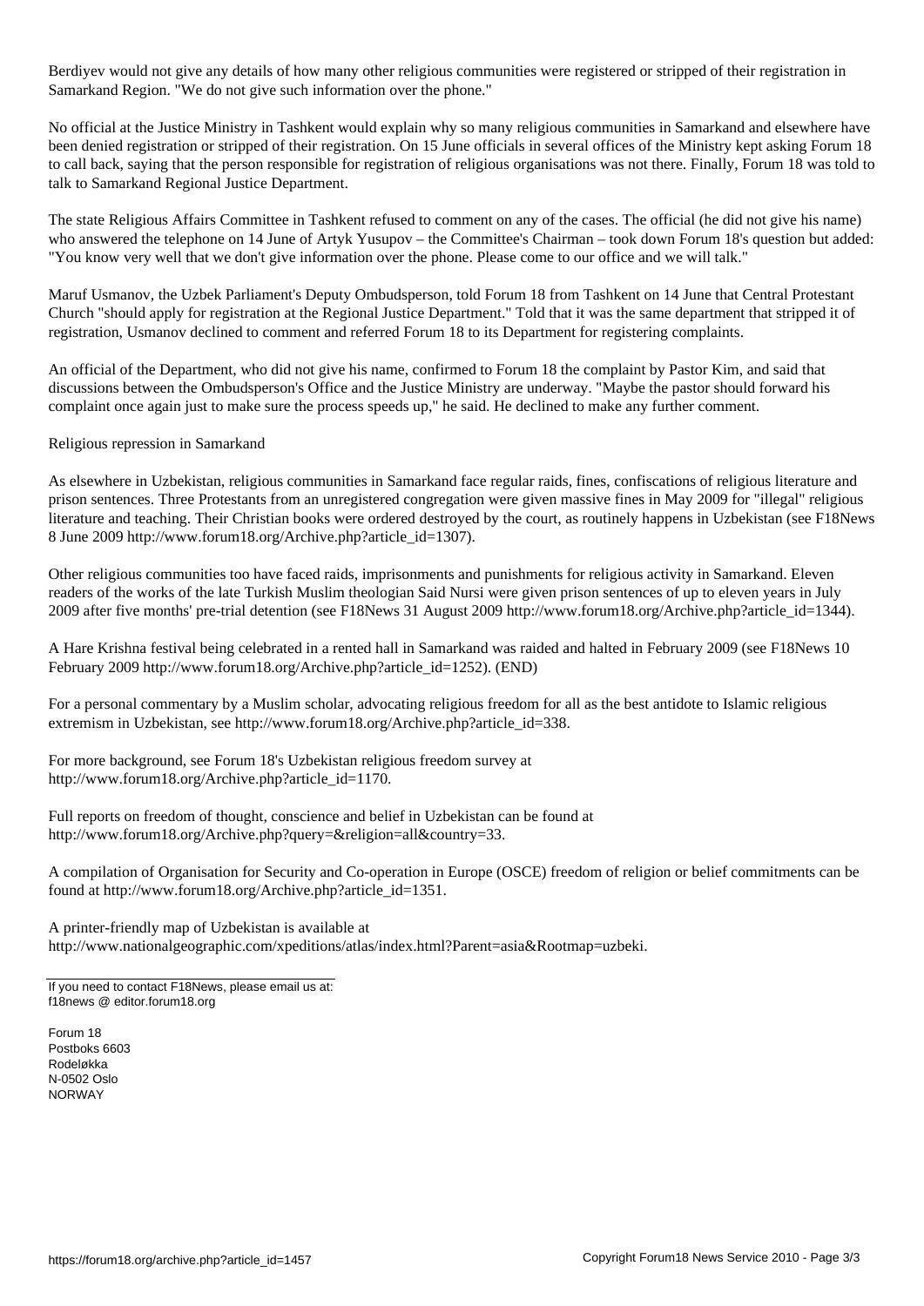Berdiyev would not give any details of how many other religious communities were registered or stripped of their registration in Samarkand Region. "We do not give such information over the phone."

No official at the Justice Ministry in Tashkent would explain why so many religious communities in Samarkand and elsewhere have been denied registration or stripped of their registration. On 15 June officials in several offices of the Ministry kept asking Forum 18 to call back, saying that the person responsible for registration of religious organisations was not there. Finally, Forum 18 was told to talk to Samarkand Regional Justice Department.

The state Religious Affairs Committee in Tashkent refused to comment on any of the cases. The official (he did not give his name) who answered the telephone on 14 June of Artyk Yusupov – the Committee's Chairman – took down Forum 18's question but added: "You know very well that we don't give information over the phone. Please come to our office and we will talk."

Maruf Usmanov, the Uzbek Parliament's Deputy Ombudsperson, told Forum 18 from Tashkent on 14 June that Central Protestant Church "should apply for registration at the Regional Justice Department." Told that it was the same department that stripped it of registration, Usmanov declined to comment and referred Forum 18 to its Department for registering complaints.

An official of the Department, who did not give his name, confirmed to Forum 18 the complaint by Pastor Kim, and said that discussions between the Ombudsperson's Office and the Justice Ministry are underway. "Maybe the pastor should forward his complaint once again just to make sure the process speeds up," he said. He declined to make any further comment.

Religious repression in Samarkand

As elsewhere in Uzbekistan, religious communities in Samarkand face regular raids, fines, confiscations of religious literature and prison sentences. Three Protestants from an unregistered congregation were given massive fines in May 2009 for "illegal" religious literature and teaching. Their Christian books were ordered destroyed by the court, as routinely happens in Uzbekistan (see F18News 8 June 2009 http://www.forum18.org/Archive.php?article_id=1307).

Other religious communities too have faced raids, imprisonments and punishments for religious activity in Samarkand. Eleven readers of the works of the late Turkish Muslim theologian Said Nursi were given prison sentences of up to eleven years in July 2009 after five months' pre-trial detention (see F18News 31 August 2009 http://www.forum18.org/Archive.php?article_id=1344).

A Hare Krishna festival being celebrated in a rented hall in Samarkand was raided and halted in February 2009 (see F18News 10 February 2009 http://www.forum18.org/Archive.php?article_id=1252). (END)

For a personal commentary by a Muslim scholar, advocating religious freedom for all as the best antidote to Islamic religious extremism in Uzbekistan, see http://www.forum18.org/Archive.php?article_id=338.

For more background, see Forum 18's Uzbekistan religious freedom survey at http://www.forum18.org/Archive.php?article_id=1170.

Full reports on freedom of thought, conscience and belief in Uzbekistan can be found at http://www.forum18.org/Archive.php?query=&religion=all&country=33.

A compilation of Organisation for Security and Co-operation in Europe (OSCE) freedom of religion or belief commitments can be found at http://www.forum18.org/Archive.php?article_id=1351.

A printer-friendly map of Uzbekistan is available at http://www.nationalgeographic.com/xpeditions/atlas/index.html?Parent=asia&Rootmap=uzbeki.

If you need to contact F18News, please email us at:
f18news @ editor.forum18.org

Forum 18
Postboks 6603
Rodeløkka
N-0502 Oslo
NORWAY